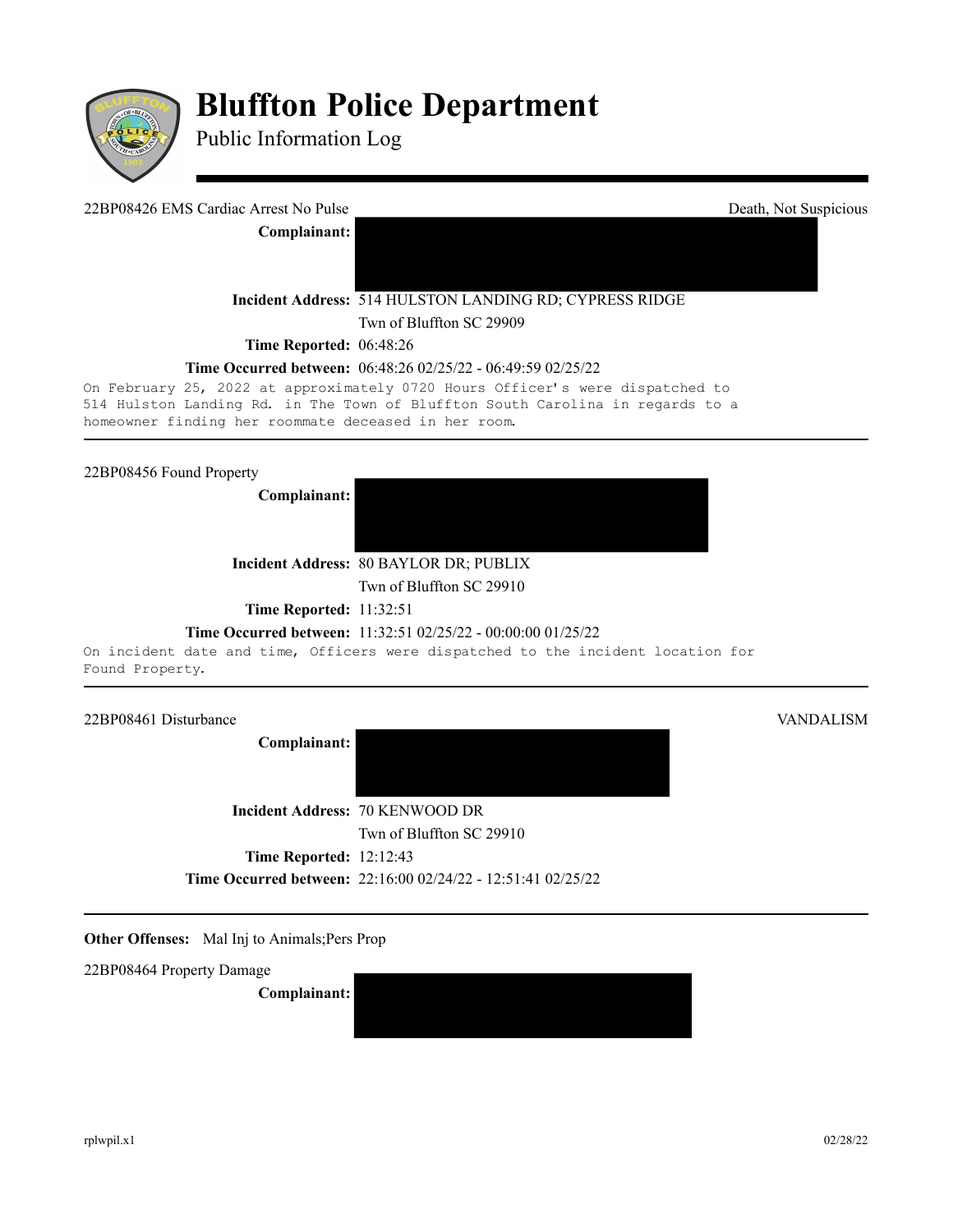# Bluffton Police Department

Public Information Log

---

22BP08426 EMS Cardiac Arrest No Pulse — Death, Not Suspicious

**Complainant:** [REDACTED]

**Incident Address:** 514 HULSTON LANDING RD; CYPRESS RIDGE
Twn of Bluffton SC 29909

**Time Reported:** 06:48:26

**Time Occurred between:** 06:48:26 02/25/22 - 06:49:59 02/25/22

On February 25, 2022 at approximately 0720 Hours Officer's were dispatched to 514 Hulston Landing Rd. in The Town of Bluffton South Carolina in regards to a homeowner finding her roommate deceased in her room.

---

22BP08456 Found Property

**Complainant:** [REDACTED]

**Incident Address:** 80 BAYLOR DR; PUBLIX
Twn of Bluffton SC 29910

**Time Reported:** 11:32:51

**Time Occurred between:** 11:32:51 02/25/22 - 00:00:00 01/25/22

On incident date and time, Officers were dispatched to the incident location for Found Property.

---

22BP08461 Disturbance — VANDALISM

**Complainant:** [REDACTED]

**Incident Address:** 70 KENWOOD DR
Twn of Bluffton SC 29910

**Time Reported:** 12:12:43

**Time Occurred between:** 22:16:00 02/24/22 - 12:51:41 02/25/22

---

**Other Offenses:** Mal Inj to Animals;Pers Prop

22BP08464 Property Damage

**Complainant:** [REDACTED]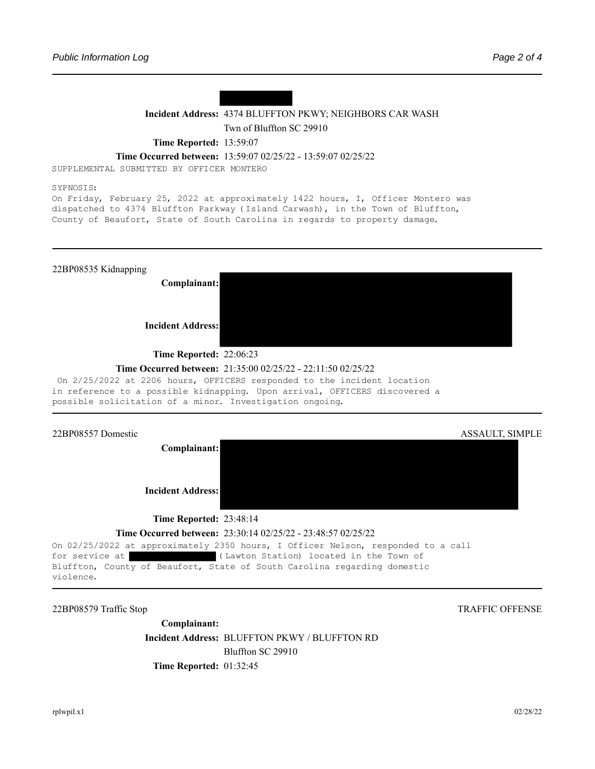**Incident Address:** 4374 BLUFFTON PKWY; NEIGHBORS CAR WASH
Twn of Bluffton SC 29910

**Time Reported:** 13:59:07

**Time Occurred between:** 13:59:07 02/25/22 - 13:59:07 02/25/22

SUPPLEMENTAL SUBMITTED BY OFFICER MONTERO

SYPNOSIS:
On Friday, February 25, 2022 at approximately 1422 hours, I, Officer Montero was dispatched to 4374 Bluffton Parkway (Island Carwash), in the Town of Bluffton, County of Beaufort, State of South Carolina in regards to property damage.

---

22BP08535 Kidnapping

**Complainant:**

**Incident Address:**

**Time Reported:** 22:06:23

**Time Occurred between:** 21:35:00 02/25/22 - 22:11:50 02/25/22

On 2/25/2022 at 2206 hours, OFFICERS responded to the incident location in reference to a possible kidnapping. Upon arrival, OFFICERS discovered a possible solicitation of a minor. Investigation ongoing.

---

22BP08557 Domestic — ASSAULT, SIMPLE

**Complainant:**

**Incident Address:**

**Time Reported:** 23:48:14

**Time Occurred between:** 23:30:14 02/25/22 - 23:48:57 02/25/22

On 02/25/2022 at approximately 2350 hours, I Officer Nelson, responded to a call for service at (Lawton Station) located in the Town of Bluffton, County of Beaufort, State of South Carolina regarding domestic violence.

---

22BP08579 Traffic Stop — TRAFFIC OFFENSE

**Complainant:**

**Incident Address:** BLUFFTON PKWY / BLUFFTON RD
Bluffton SC 29910

**Time Reported:** 01:32:45

rplwpil.x1 02/28/22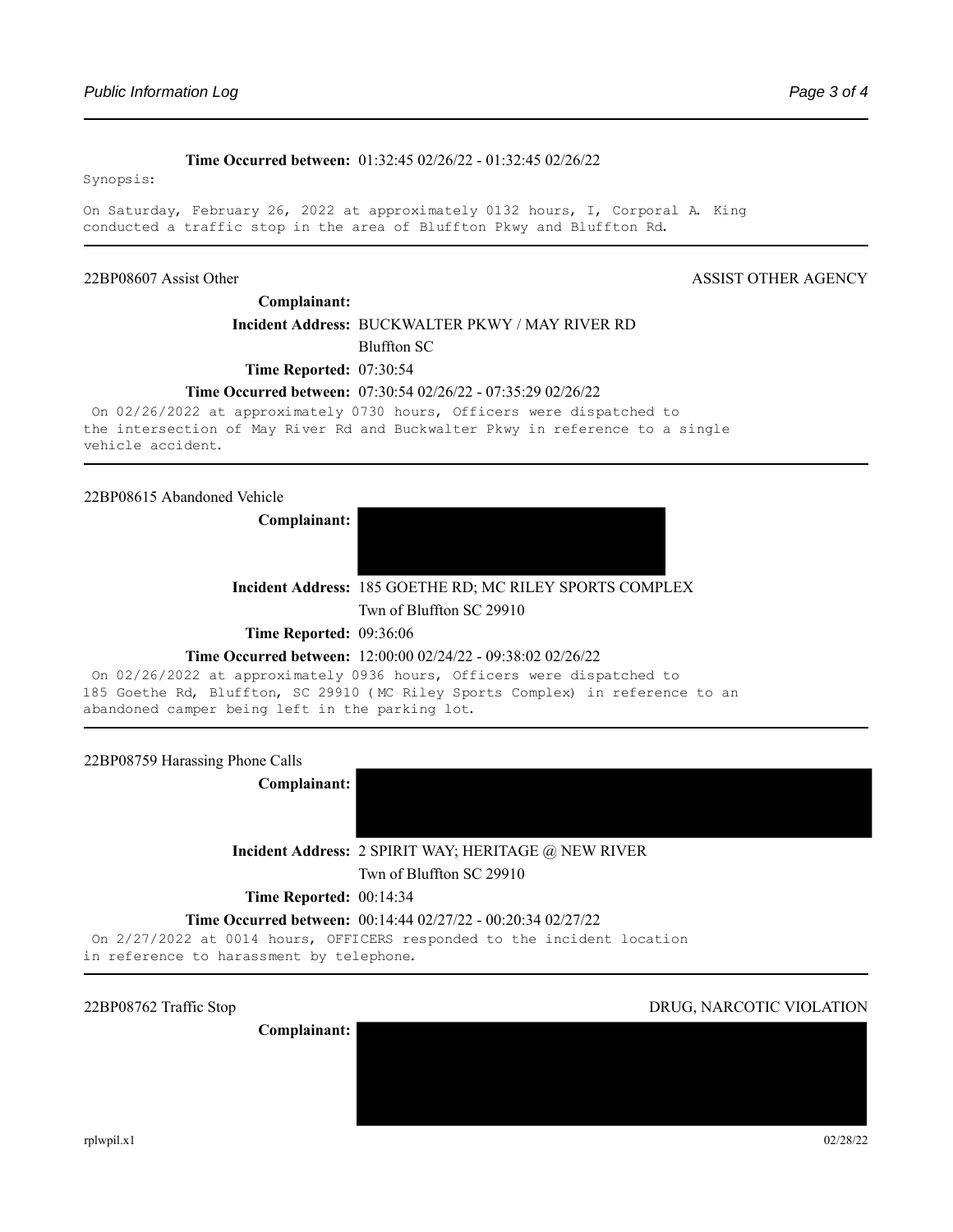**Time Occurred between:** 01:32:45 02/26/22 - 01:32:45 02/26/22

Synopsis:

On Saturday, February 26, 2022 at approximately 0132 hours, I, Corporal A. King conducted a traffic stop in the area of Bluffton Pkwy and Bluffton Rd.

---

22BP08607 Assist Other — ASSIST OTHER AGENCY

**Complainant:**

**Incident Address:** BUCKWALTER PKWY / MAY RIVER RD
Bluffton SC

**Time Reported:** 07:30:54

**Time Occurred between:** 07:30:54 02/26/22 - 07:35:29 02/26/22

On 02/26/2022 at approximately 0730 hours, Officers were dispatched to the intersection of May River Rd and Buckwalter Pkwy in reference to a single vehicle accident.

---

22BP08615 Abandoned Vehicle

**Complainant:**

**Incident Address:** 185 GOETHE RD; MC RILEY SPORTS COMPLEX
Twn of Bluffton SC 29910

**Time Reported:** 09:36:06

**Time Occurred between:** 12:00:00 02/24/22 - 09:38:02 02/26/22

On 02/26/2022 at approximately 0936 hours, Officers were dispatched to 185 Goethe Rd, Bluffton, SC 29910 (MC Riley Sports Complex) in reference to an abandoned camper being left in the parking lot.

---

22BP08759 Harassing Phone Calls

**Complainant:**

**Incident Address:** 2 SPIRIT WAY; HERITAGE @ NEW RIVER
Twn of Bluffton SC 29910

**Time Reported:** 00:14:34

**Time Occurred between:** 00:14:44 02/27/22 - 00:20:34 02/27/22

On 2/27/2022 at 0014 hours, OFFICERS responded to the incident location in reference to harassment by telephone.

---

22BP08762 Traffic Stop — DRUG, NARCOTIC VIOLATION

**Complainant:**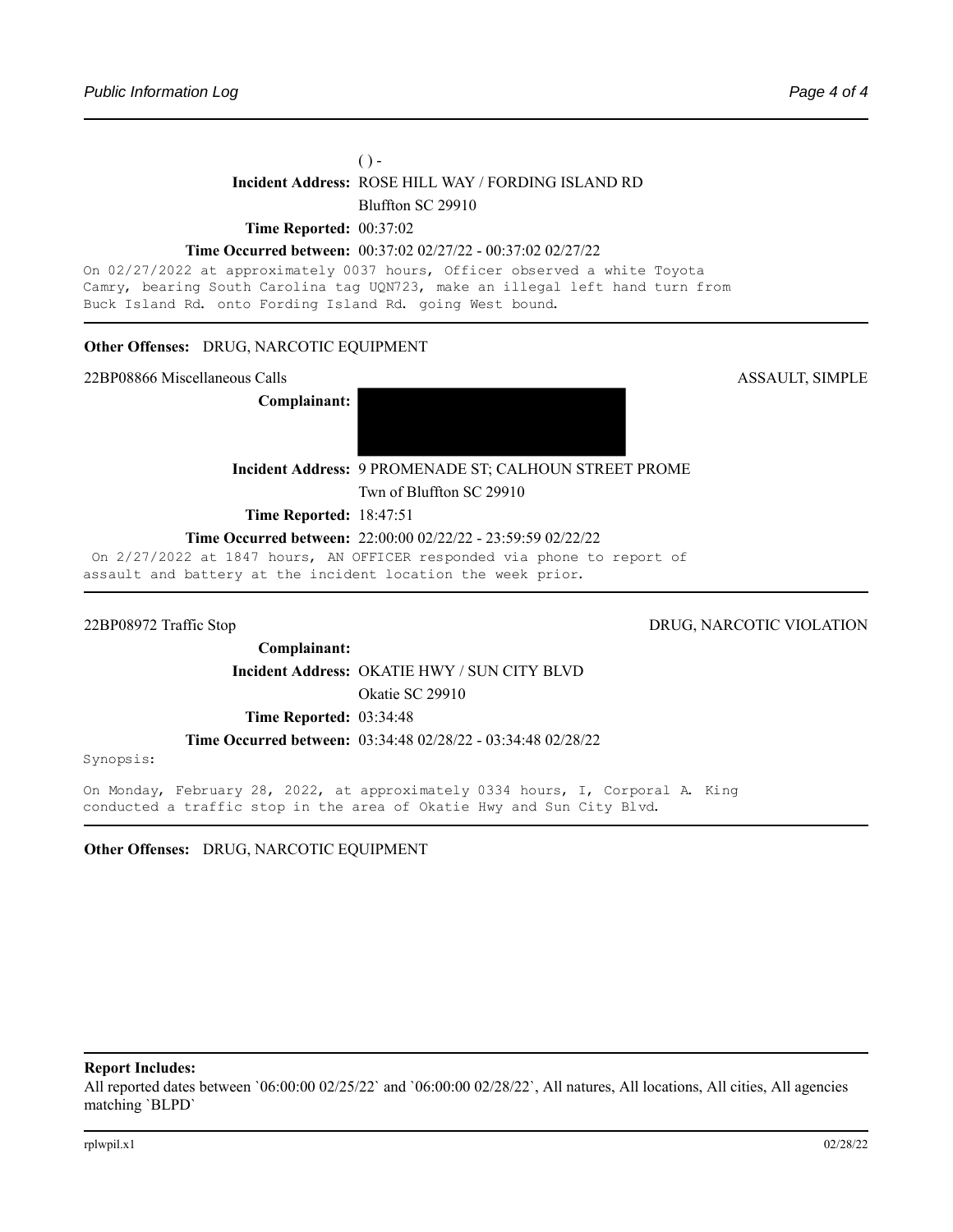( ) -

**Incident Address:** ROSE HILL WAY / FORDING ISLAND RD

Bluffton SC 29910

**Time Reported:** 00:37:02

**Time Occurred between:** 00:37:02 02/27/22 - 00:37:02 02/27/22

```
On 02/27/2022 at approximately 0037 hours, Officer observed a white Toyota
Camry, bearing South Carolina tag UQN723, make an illegal left hand turn from
Buck Island Rd. onto Fording Island Rd. going West bound.
```

---

**Other Offenses:** DRUG, NARCOTIC EQUIPMENT

22BP08866 Miscellaneous Calls — ASSAULT, SIMPLE

**Complainant:**

**Incident Address:** 9 PROMENADE ST; CALHOUN STREET PROME

Twn of Bluffton SC 29910

**Time Reported:** 18:47:51

**Time Occurred between:** 22:00:00 02/22/22 - 23:59:59 02/22/22

```
 On 2/27/2022 at 1847 hours, AN OFFICER responded via phone to report of
assault and battery at the incident location the week prior.
```

---

22BP08972 Traffic Stop — DRUG, NARCOTIC VIOLATION

**Complainant:**

**Incident Address:** OKATIE HWY / SUN CITY BLVD

Okatie SC 29910

**Time Reported:** 03:34:48

**Time Occurred between:** 03:34:48 02/28/22 - 03:34:48 02/28/22

```
Synopsis:

On Monday, February 28, 2022, at approximately 0334 hours, I, Corporal A. King
conducted a traffic stop in the area of Okatie Hwy and Sun City Blvd.
```

---

**Other Offenses:** DRUG, NARCOTIC EQUIPMENT

---

**Report Includes:**

All reported dates between `06:00:00 02/25/22` and `06:00:00 02/28/22`, All natures, All locations, All cities, All agencies matching `BLPD`